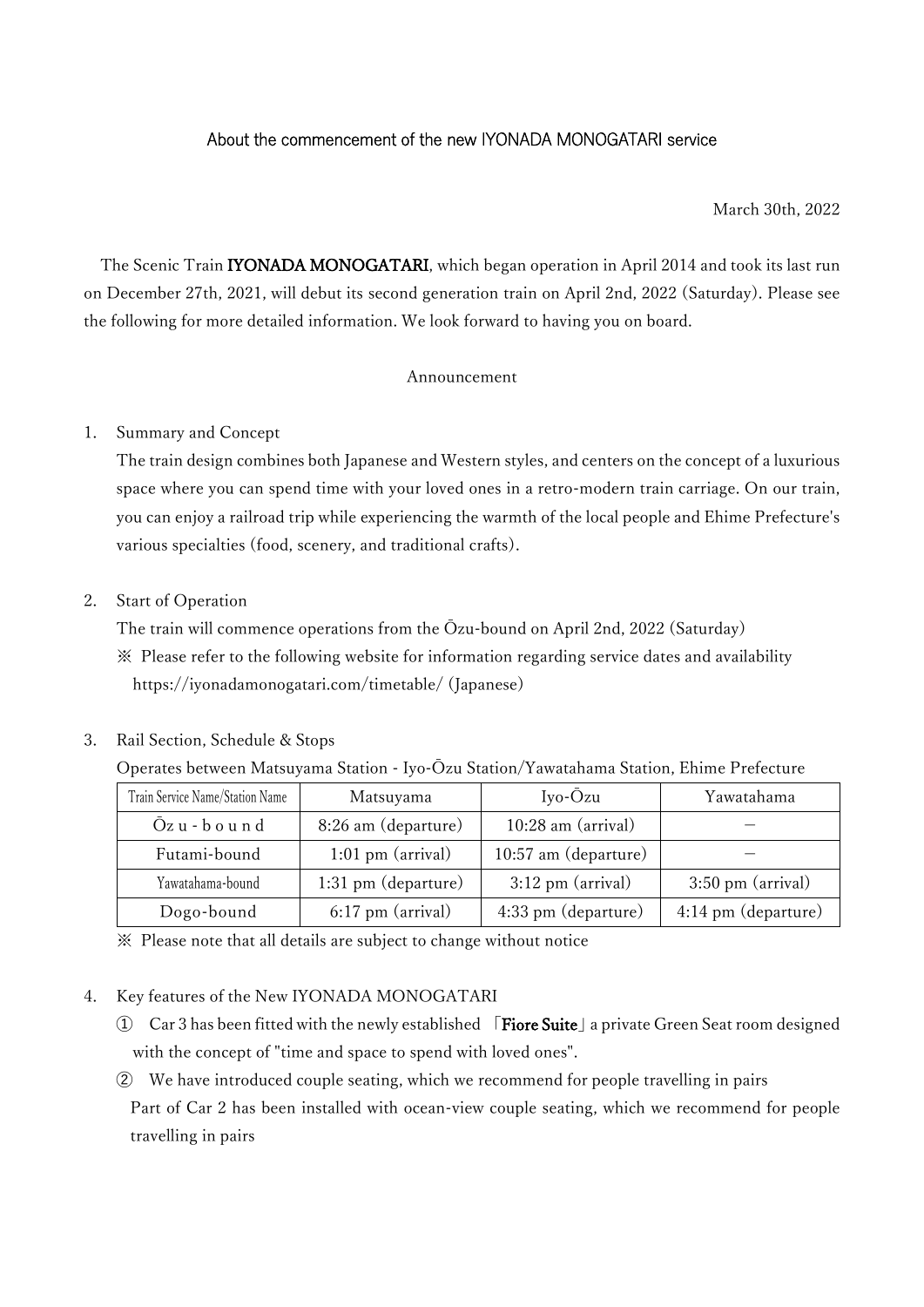# About the commencement of the new IYONADA MONOGATARI service

March 30th, 2022

The Scenic Train **IYONADA MONOGATARI**, which began operation in April 2014 and took its last run on December 27th, 2021, will debut its second generation train on April 2nd, 2022 (Saturday). Please see the following for more detailed information. We look forward to having you on board.

Announcement

1. Summary and Concept

   The train design combines both Japanese and Western styles, and centers on the concept of a luxurious space where you can spend time with your loved ones in a retro-modern train carriage. On our train, you can enjoy a railroad trip while experiencing the warmth of the local people and Ehime Prefecture's various specialties (food, scenery, and traditional crafts).

2. Start of Operation

   The train will commence operations from the Ōzu-bound on April 2nd, 2022 (Saturday)

   ※ Please refer to the following website for information regarding service dates and availability https://iyonadamonogatari.com/timetable/ (Japanese)

3. Rail Section, Schedule & Stops

   Operates between Matsuyama Station - Iyo-Ōzu Station/Yawatahama Station, Ehime Prefecture

| Train Service Name/Station Name | Matsuyama | Iyo-Ōzu | Yawatahama |
| --- | --- | --- | --- |
| Ōzu-bound | 8:26 am (departure) | 10:28 am (arrival) | － |
| Futami-bound | 1:01 pm (arrival) | 10:57 am (departure) | － |
| Yawatahama-bound | 1:31 pm (departure) | 3:12 pm (arrival) | 3:50 pm (arrival) |
| Dogo-bound | 6:17 pm (arrival) | 4:33 pm (departure) | 4:14 pm (departure) |

※ Please note that all details are subject to change without notice

4. Key features of the New IYONADA MONOGATARI

   ① Car 3 has been fitted with the newly established 「**Fiore Suite**」a private Green Seat room designed with the concept of "time and space to spend with loved ones".

   ② We have introduced couple seating, which we recommend for people travelling in pairs
   Part of Car 2 has been installed with ocean-view couple seating, which we recommend for people travelling in pairs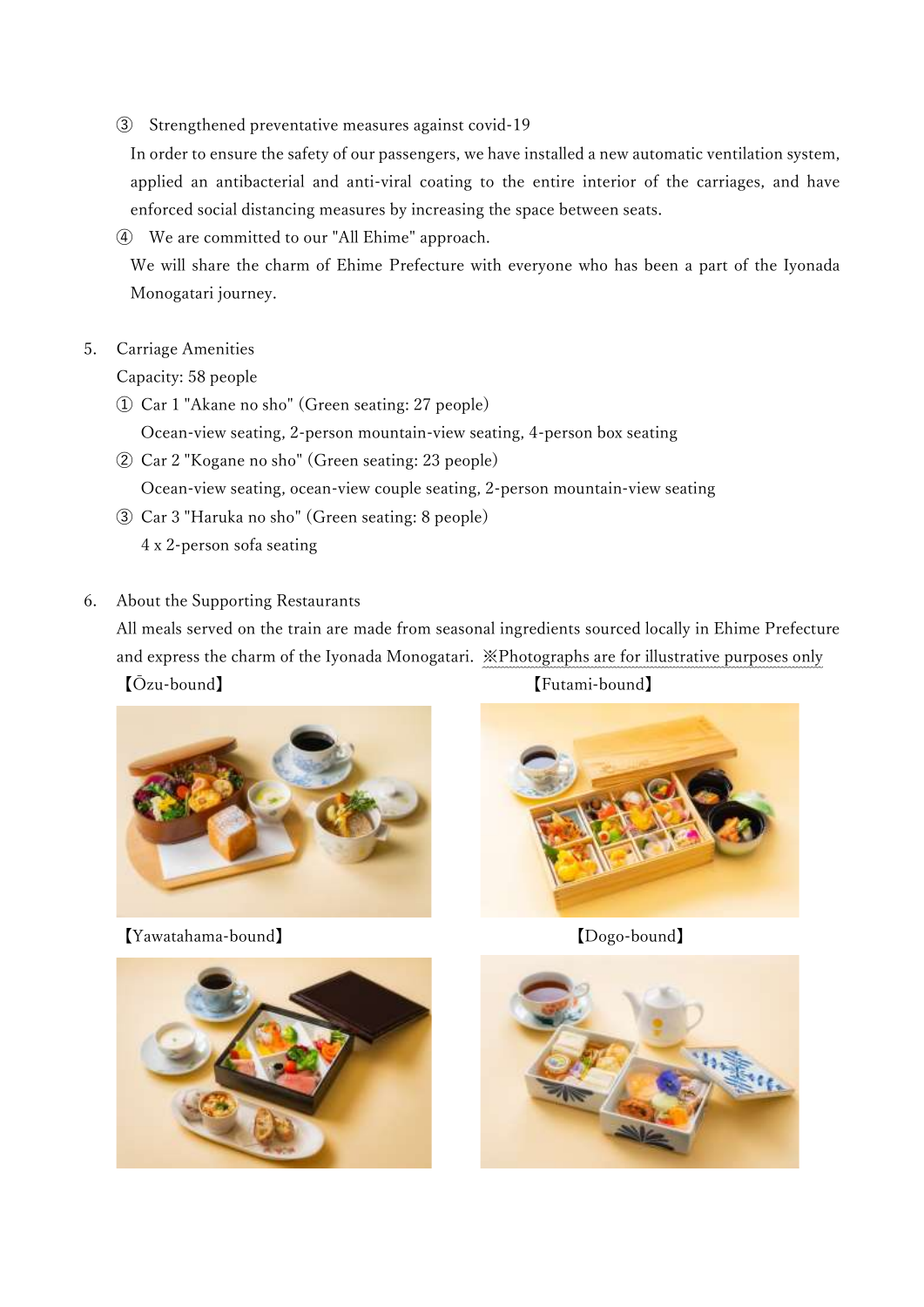③ Strengthened preventative measures against covid-19

In order to ensure the safety of our passengers, we have installed a new automatic ventilation system, applied an antibacterial and anti-viral coating to the entire interior of the carriages, and have enforced social distancing measures by increasing the space between seats.

④ We are committed to our "All Ehime" approach.

We will share the charm of Ehime Prefecture with everyone who has been a part of the Iyonada Monogatari journey.

5. Carriage Amenities

Capacity: 58 people

① Car 1 "Akane no sho" (Green seating: 27 people)

Ocean-view seating, 2-person mountain-view seating, 4-person box seating

② Car 2 "Kogane no sho" (Green seating: 23 people)

Ocean-view seating, ocean-view couple seating, 2-person mountain-view seating

③ Car 3 "Haruka no sho" (Green seating: 8 people)

4 x 2-person sofa seating

6. About the Supporting Restaurants

All meals served on the train are made from seasonal ingredients sourced locally in Ehime Prefecture and express the charm of the Iyonada Monogatari. ※Photographs are for illustrative purposes only

【Ōzu-bound】

【Futami-bound】

【Yawatahama-bound】

【Dogo-bound】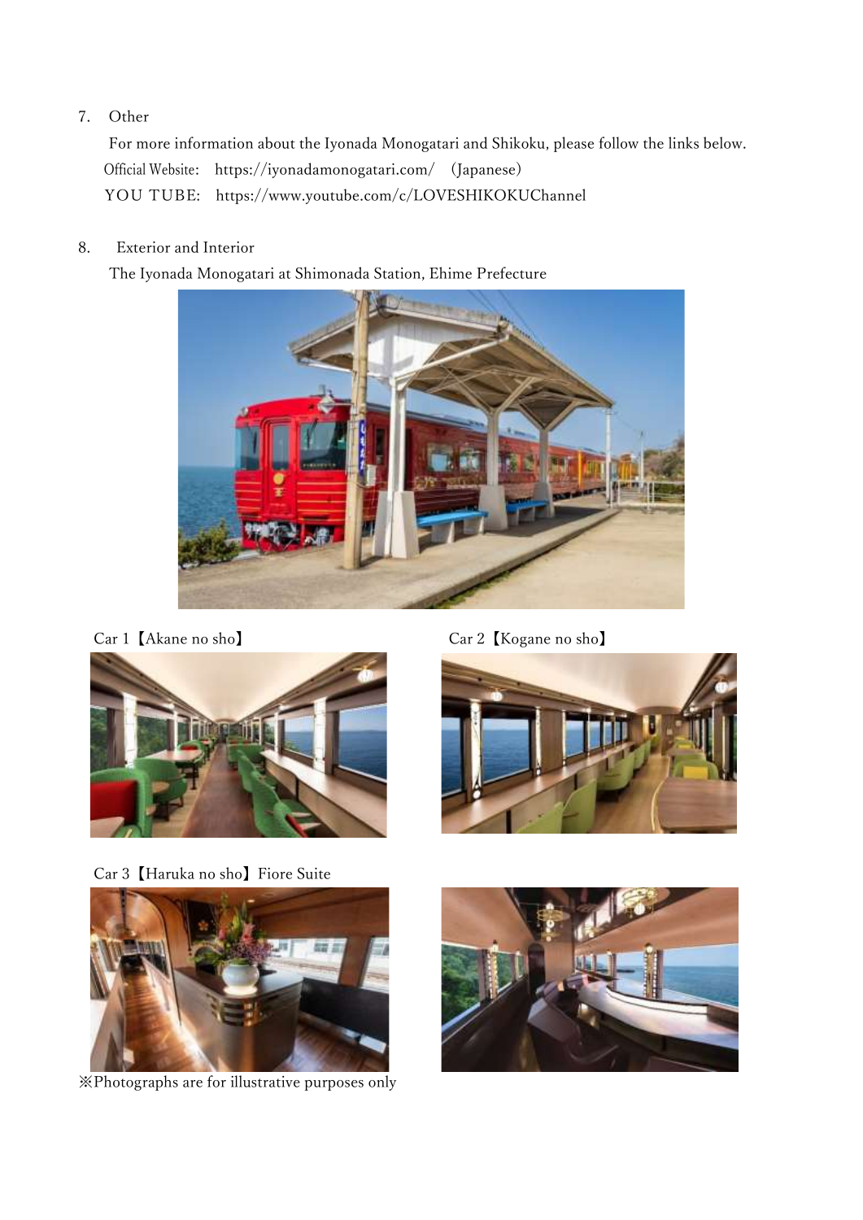7. Other

For more information about the Iyonada Monogatari and Shikoku, please follow the links below.

Official Website: https://iyonadamonogatari.com/ (Japanese)

YOU TUBE: https://www.youtube.com/c/LOVESHIKOKUChannel

8. Exterior and Interior

The Iyonada Monogatari at Shimonada Station, Ehime Prefecture

Car 1【Akane no sho】

Car 2【Kogane no sho】

Car 3【Haruka no sho】Fiore Suite

※Photographs are for illustrative purposes only